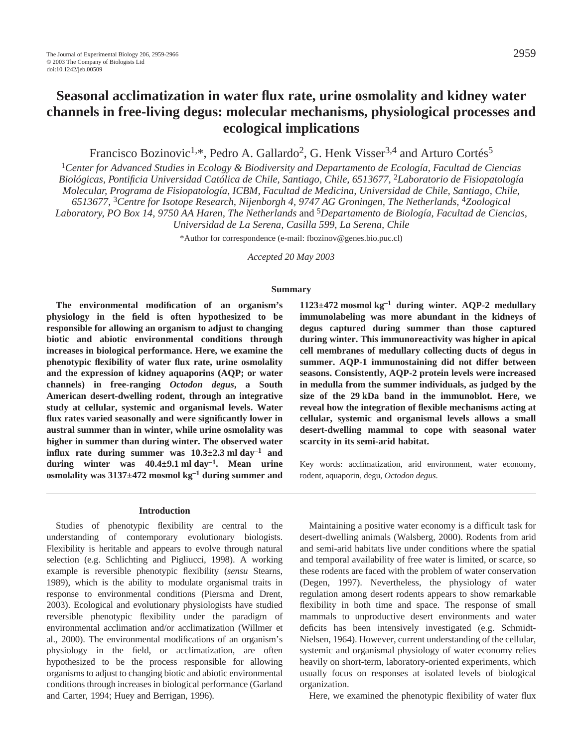# Seasonal acclimatization in water flux rate, urine osmolality and kidney water channels in free-living degus: molecular mechanisms, physiological processes and ecological implications

Francisco Bozinovic[1,*], Pedro A. Gallardo[2], G. Henk Visser[3,4] and Arturo Cortés[5]

[1]*Center for Advanced Studies in Ecology & Biodiversity and Departamento de Ecología, Facultad de Ciencias Biológicas, Pontificia Universidad Católica de Chile, Santiago, Chile, 6513677,* [2]*Laboratorio de Fisiopatología Molecular, Programa de Fisiopatología, ICBM, Facultad de Medicina, Universidad de Chile, Santiago, Chile, 6513677,* [3]*Centre for Isotope Research, Nijenborgh 4, 9747 AG Groningen, The Netherlands,* [4]*Zoological Laboratory, PO Box 14, 9750 AA Haren, The Netherlands* and [5]*Departamento de Biología, Facultad de Ciencias, Universidad de La Serena, Casilla 599, La Serena, Chile*

*Author for correspondence (e-mail: fbozinov@genes.bio.puc.cl)

*Accepted 20 May 2003*

## Summary

**The environmental modification of an organism's physiology in the field is often hypothesized to be responsible for allowing an organism to adjust to changing biotic and abiotic environmental conditions through increases in biological performance. Here, we examine the phenotypic flexibility of water flux rate, urine osmolality and the expression of kidney aquaporins (AQP; or water channels) in free-ranging *Octodon degus*, a South American desert-dwelling rodent, through an integrative study at cellular, systemic and organismal levels. Water flux rates varied seasonally and were significantly lower in austral summer than in winter, while urine osmolality was higher in summer than during winter. The observed water influx rate during summer was 10.3±2.3 ml day$^{-1}$ and during winter was 40.4±9.1 ml day$^{-1}$. Mean urine osmolality was 3137±472 mosmol kg$^{-1}$ during summer and 1123±472 mosmol kg$^{-1}$ during winter. AQP-2 medullary immunolabeling was more abundant in the kidneys of degus captured during summer than those captured during winter. This immunoreactivity was higher in apical cell membranes of medullary collecting ducts of degus in summer. AQP-1 immunostaining did not differ between seasons. Consistently, AQP-2 protein levels were increased in medulla from the summer individuals, as judged by the size of the 29 kDa band in the immunoblot. Here, we reveal how the integration of flexible mechanisms acting at cellular, systemic and organismal levels allows a small desert-dwelling mammal to cope with seasonal water scarcity in its semi-arid habitat.**

Key words: acclimatization, arid environment, water economy, rodent, aquaporin, degu, *Octodon degus*.

## Introduction

Studies of phenotypic flexibility are central to the understanding of contemporary evolutionary biologists. Flexibility is heritable and appears to evolve through natural selection (e.g. Schlichting and Pigliucci, 1998). A working example is reversible phenotypic flexibility (*sensu* Stearns, 1989), which is the ability to modulate organismal traits in response to environmental conditions (Piersma and Drent, 2003). Ecological and evolutionary physiologists have studied reversible phenotypic flexibility under the paradigm of environmental acclimation and/or acclimatization (Willmer et al., 2000). The environmental modifications of an organism's physiology in the field, or acclimatization, are often hypothesized to be the process responsible for allowing organisms to adjust to changing biotic and abiotic environmental conditions through increases in biological performance (Garland and Carter, 1994; Huey and Berrigan, 1996).

Maintaining a positive water economy is a difficult task for desert-dwelling animals (Walsberg, 2000). Rodents from arid and semi-arid habitats live under conditions where the spatial and temporal availability of free water is limited, or scarce, so these rodents are faced with the problem of water conservation (Degen, 1997). Nevertheless, the physiology of water regulation among desert rodents appears to show remarkable flexibility in both time and space. The response of small mammals to unproductive desert environments and water deficits has been intensively investigated (e.g. Schmidt-Nielsen, 1964). However, current understanding of the cellular, systemic and organismal physiology of water economy relies heavily on short-term, laboratory-oriented experiments, which usually focus on responses at isolated levels of biological organization.

Here, we examined the phenotypic flexibility of water flux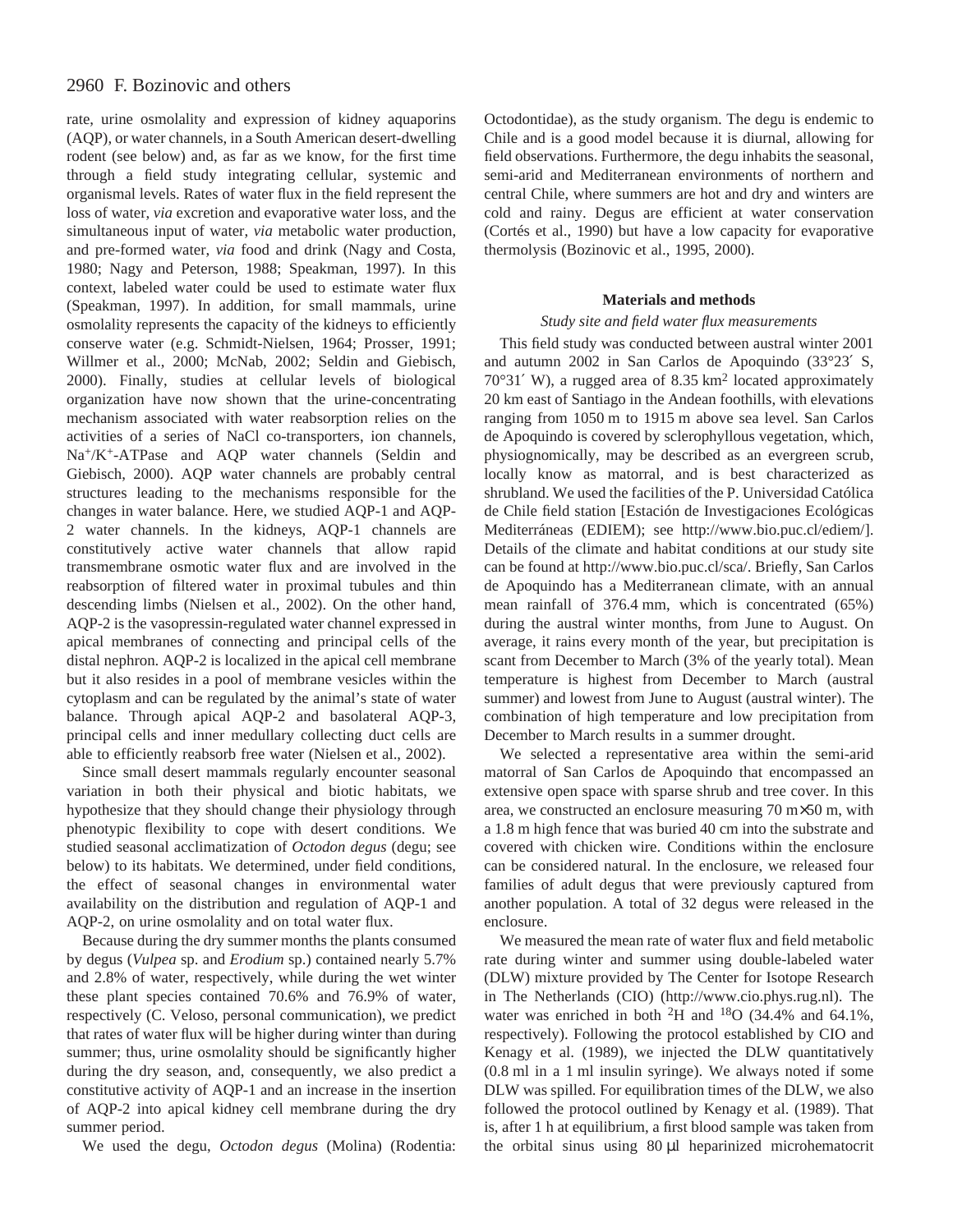rate, urine osmolality and expression of kidney aquaporins (AQP), or water channels, in a South American desert-dwelling rodent (see below) and, as far as we know, for the first time through a field study integrating cellular, systemic and organismal levels. Rates of water flux in the field represent the loss of water, *via* excretion and evaporative water loss, and the simultaneous input of water, *via* metabolic water production, and pre-formed water, *via* food and drink (Nagy and Costa, 1980; Nagy and Peterson, 1988; Speakman, 1997). In this context, labeled water could be used to estimate water flux (Speakman, 1997). In addition, for small mammals, urine osmolality represents the capacity of the kidneys to efficiently conserve water (e.g. Schmidt-Nielsen, 1964; Prosser, 1991; Willmer et al., 2000; McNab, 2002; Seldin and Giebisch, 2000). Finally, studies at cellular levels of biological organization have now shown that the urine-concentrating mechanism associated with water reabsorption relies on the activities of a series of NaCl co-transporters, ion channels, $Na^+/K^+$-ATPase and AQP water channels (Seldin and Giebisch, 2000). AQP water channels are probably central structures leading to the mechanisms responsible for the changes in water balance. Here, we studied AQP-1 and AQP-2 water channels. In the kidneys, AQP-1 channels are constitutively active water channels that allow rapid transmembrane osmotic water flux and are involved in the reabsorption of filtered water in proximal tubules and thin descending limbs (Nielsen et al., 2002). On the other hand, AQP-2 is the vasopressin-regulated water channel expressed in apical membranes of connecting and principal cells of the distal nephron. AQP-2 is localized in the apical cell membrane but it also resides in a pool of membrane vesicles within the cytoplasm and can be regulated by the animal's state of water balance. Through apical AQP-2 and basolateral AQP-3, principal cells and inner medullary collecting duct cells are able to efficiently reabsorb free water (Nielsen et al., 2002).

Since small desert mammals regularly encounter seasonal variation in both their physical and biotic habitats, we hypothesize that they should change their physiology through phenotypic flexibility to cope with desert conditions. We studied seasonal acclimatization of *Octodon degus* (degu; see below) to its habitats. We determined, under field conditions, the effect of seasonal changes in environmental water availability on the distribution and regulation of AQP-1 and AQP-2, on urine osmolality and on total water flux.

Because during the dry summer months the plants consumed by degus (*Vulpea* sp. and *Erodium* sp.) contained nearly 5.7% and 2.8% of water, respectively, while during the wet winter these plant species contained 70.6% and 76.9% of water, respectively (C. Veloso, personal communication), we predict that rates of water flux will be higher during winter than during summer; thus, urine osmolality should be significantly higher during the dry season, and, consequently, we also predict a constitutive activity of AQP-1 and an increase in the insertion of AQP-2 into apical kidney cell membrane during the dry summer period.

We used the degu, *Octodon degus* (Molina) (Rodentia: Octodontidae), as the study organism. The degu is endemic to Chile and is a good model because it is diurnal, allowing for field observations. Furthermore, the degu inhabits the seasonal, semi-arid and Mediterranean environments of northern and central Chile, where summers are hot and dry and winters are cold and rainy. Degus are efficient at water conservation (Cortés et al., 1990) but have a low capacity for evaporative thermolysis (Bozinovic et al., 1995, 2000).

## Materials and methods

### *Study site and field water flux measurements*

This field study was conducted between austral winter 2001 and autumn 2002 in San Carlos de Apoquindo (33°23′ S, 70°31′ W), a rugged area of 8.35 $km^2$ located approximately 20 km east of Santiago in the Andean foothills, with elevations ranging from 1050 m to 1915 m above sea level. San Carlos de Apoquindo is covered by sclerophyllous vegetation, which, physiognomically, may be described as an evergreen scrub, locally know as matorral, and is best characterized as shrubland. We used the facilities of the P. Universidad Católica de Chile field station [Estación de Investigaciones Ecológicas Mediterráneas (EDIEM); see http://www.bio.puc.cl/ediem/]. Details of the climate and habitat conditions at our study site can be found at http://www.bio.puc.cl/sca/. Briefly, San Carlos de Apoquindo has a Mediterranean climate, with an annual mean rainfall of 376.4 mm, which is concentrated (65%) during the austral winter months, from June to August. On average, it rains every month of the year, but precipitation is scant from December to March (3% of the yearly total). Mean temperature is highest from December to March (austral summer) and lowest from June to August (austral winter). The combination of high temperature and low precipitation from December to March results in a summer drought.

We selected a representative area within the semi-arid matorral of San Carlos de Apoquindo that encompassed an extensive open space with sparse shrub and tree cover. In this area, we constructed an enclosure measuring 70 m×50 m, with a 1.8 m high fence that was buried 40 cm into the substrate and covered with chicken wire. Conditions within the enclosure can be considered natural. In the enclosure, we released four families of adult degus that were previously captured from another population. A total of 32 degus were released in the enclosure.

We measured the mean rate of water flux and field metabolic rate during winter and summer using double-labeled water (DLW) mixture provided by The Center for Isotope Research in The Netherlands (CIO) (http://www.cio.phys.rug.nl). The water was enriched in both $^2H$ and $^{18}O$ (34.4% and 64.1%, respectively). Following the protocol established by CIO and Kenagy et al. (1989), we injected the DLW quantitatively (0.8 ml in a 1 ml insulin syringe). We always noted if some DLW was spilled. For equilibration times of the DLW, we also followed the protocol outlined by Kenagy et al. (1989). That is, after 1 h at equilibrium, a first blood sample was taken from the orbital sinus using 80 µl heparinized microhematocrit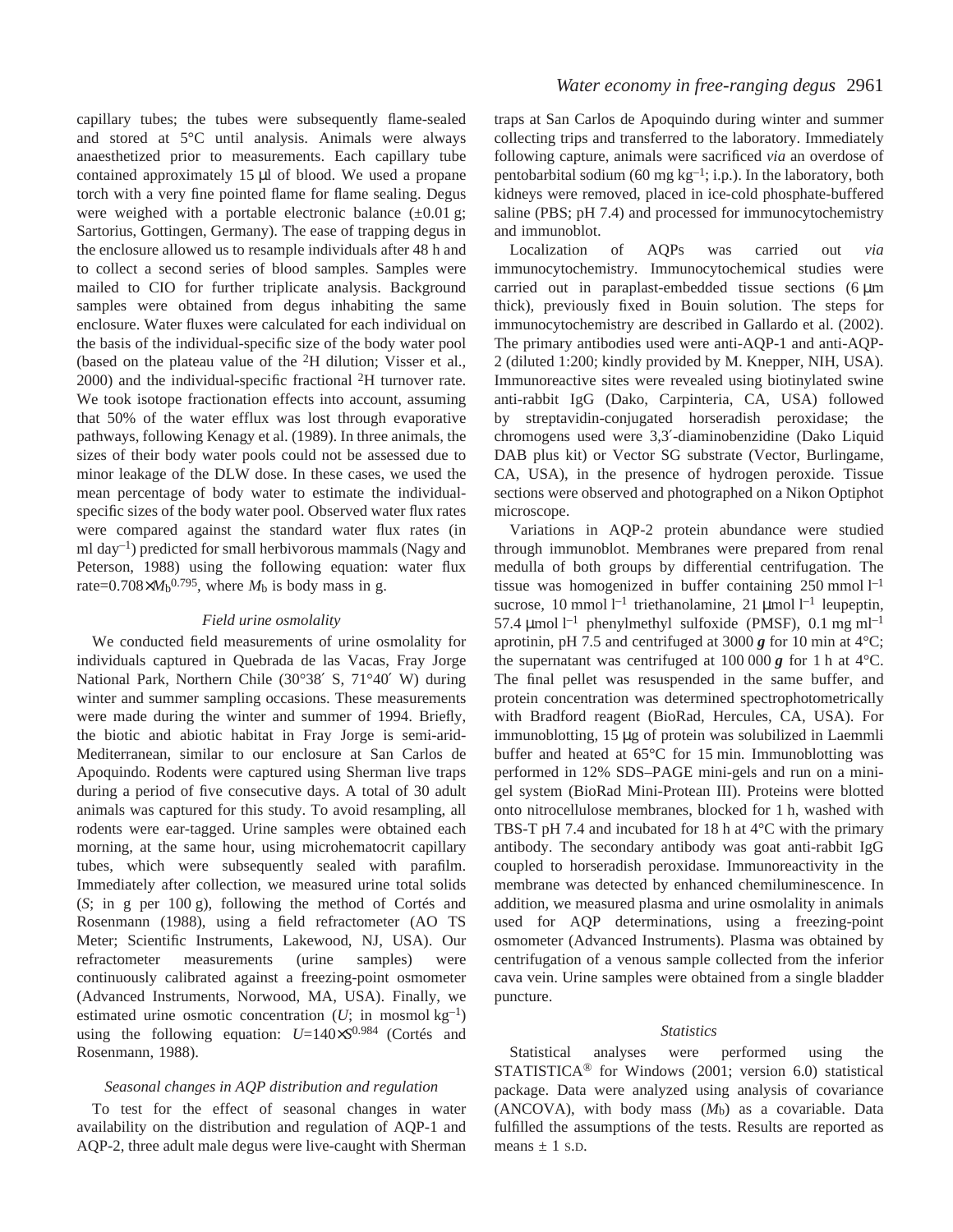capillary tubes; the tubes were subsequently flame-sealed and stored at 5°C until analysis. Animals were always anaesthetized prior to measurements. Each capillary tube contained approximately 15 μl of blood. We used a propane torch with a very fine pointed flame for flame sealing. Degus were weighed with a portable electronic balance (±0.01 g; Sartorius, Gottingen, Germany). The ease of trapping degus in the enclosure allowed us to resample individuals after 48 h and to collect a second series of blood samples. Samples were mailed to CIO for further triplicate analysis. Background samples were obtained from degus inhabiting the same enclosure. Water fluxes were calculated for each individual on the basis of the individual-specific size of the body water pool (based on the plateau value of the $^2H$ dilution; Visser et al., 2000) and the individual-specific fractional $^2H$ turnover rate. We took isotope fractionation effects into account, assuming that 50% of the water efflux was lost through evaporative pathways, following Kenagy et al. (1989). In three animals, the sizes of their body water pools could not be assessed due to minor leakage of the DLW dose. In these cases, we used the mean percentage of body water to estimate the individual-specific sizes of the body water pool. Observed water flux rates were compared against the standard water flux rates (in ml day$^{-1}$) predicted for small herbivorous mammals (Nagy and Peterson, 1988) using the following equation: water flux rate=$0.708\times M_b^{0.795}$, where $M_b$ is body mass in g.

### Field urine osmolality

We conducted field measurements of urine osmolality for individuals captured in Quebrada de las Vacas, Fray Jorge National Park, Northern Chile (30°38′ S, 71°40′ W) during winter and summer sampling occasions. These measurements were made during the winter and summer of 1994. Briefly, the biotic and abiotic habitat in Fray Jorge is semi-arid-Mediterranean, similar to our enclosure at San Carlos de Apoquindo. Rodents were captured using Sherman live traps during a period of five consecutive days. A total of 30 adult animals was captured for this study. To avoid resampling, all rodents were ear-tagged. Urine samples were obtained each morning, at the same hour, using microhematocrit capillary tubes, which were subsequently sealed with parafilm. Immediately after collection, we measured urine total solids ($S$; in g per 100 g), following the method of Cortés and Rosenmann (1988), using a field refractometer (AO TS Meter; Scientific Instruments, Lakewood, NJ, USA). Our refractometer measurements (urine samples) were continuously calibrated against a freezing-point osmometer (Advanced Instruments, Norwood, MA, USA). Finally, we estimated urine osmotic concentration ($U$; in mosmol kg$^{-1}$) using the following equation: $U=140\times S^{0.984}$ (Cortés and Rosenmann, 1988).

### Seasonal changes in AQP distribution and regulation

To test for the effect of seasonal changes in water availability on the distribution and regulation of AQP-1 and AQP-2, three adult male degus were live-caught with Sherman traps at San Carlos de Apoquindo during winter and summer collecting trips and transferred to the laboratory. Immediately following capture, animals were sacrificed *via* an overdose of pentobarbital sodium (60 mg kg$^{-1}$; i.p.). In the laboratory, both kidneys were removed, placed in ice-cold phosphate-buffered saline (PBS; pH 7.4) and processed for immunocytochemistry and immunoblot.

Localization of AQPs was carried out *via* immunocytochemistry. Immunocytochemical studies were carried out in paraplast-embedded tissue sections (6 μm thick), previously fixed in Bouin solution. The steps for immunocytochemistry are described in Gallardo et al. (2002). The primary antibodies used were anti-AQP-1 and anti-AQP-2 (diluted 1:200; kindly provided by M. Knepper, NIH, USA). Immunoreactive sites were revealed using biotinylated swine anti-rabbit IgG (Dako, Carpinteria, CA, USA) followed by streptavidin-conjugated horseradish peroxidase; the chromogens used were 3,3′-diaminobenzidine (Dako Liquid DAB plus kit) or Vector SG substrate (Vector, Burlingame, CA, USA), in the presence of hydrogen peroxide. Tissue sections were observed and photographed on a Nikon Optiphot microscope.

Variations in AQP-2 protein abundance were studied through immunoblot. Membranes were prepared from renal medulla of both groups by differential centrifugation. The tissue was homogenized in buffer containing 250 mmol l$^{-1}$ sucrose, 10 mmol l$^{-1}$ triethanolamine, 21 μmol l$^{-1}$ leupeptin, 57.4 μmol l$^{-1}$ phenylmethyl sulfoxide (PMSF), 0.1 mg ml$^{-1}$ aprotinin, pH 7.5 and centrifuged at 3000 ***g*** for 10 min at 4°C; the supernatant was centrifuged at 100 000 ***g*** for 1 h at 4°C. The final pellet was resuspended in the same buffer, and protein concentration was determined spectrophotometrically with Bradford reagent (BioRad, Hercules, CA, USA). For immunoblotting, 15 μg of protein was solubilized in Laemmli buffer and heated at 65°C for 15 min. Immunoblotting was performed in 12% SDS–PAGE mini-gels and run on a mini-gel system (BioRad Mini-Protean III). Proteins were blotted onto nitrocellulose membranes, blocked for 1 h, washed with TBS-T pH 7.4 and incubated for 18 h at 4°C with the primary antibody. The secondary antibody was goat anti-rabbit IgG coupled to horseradish peroxidase. Immunoreactivity in the membrane was detected by enhanced chemiluminescence. In addition, we measured plasma and urine osmolality in animals used for AQP determinations, using a freezing-point osmometer (Advanced Instruments). Plasma was obtained by centrifugation of a venous sample collected from the inferior cava vein. Urine samples were obtained from a single bladder puncture.

### Statistics

Statistical analyses were performed using the STATISTICA® for Windows (2001; version 6.0) statistical package. Data were analyzed using analysis of covariance (ANCOVA), with body mass ($M_b$) as a covariable. Data fulfilled the assumptions of the tests. Results are reported as means ± 1 S.D.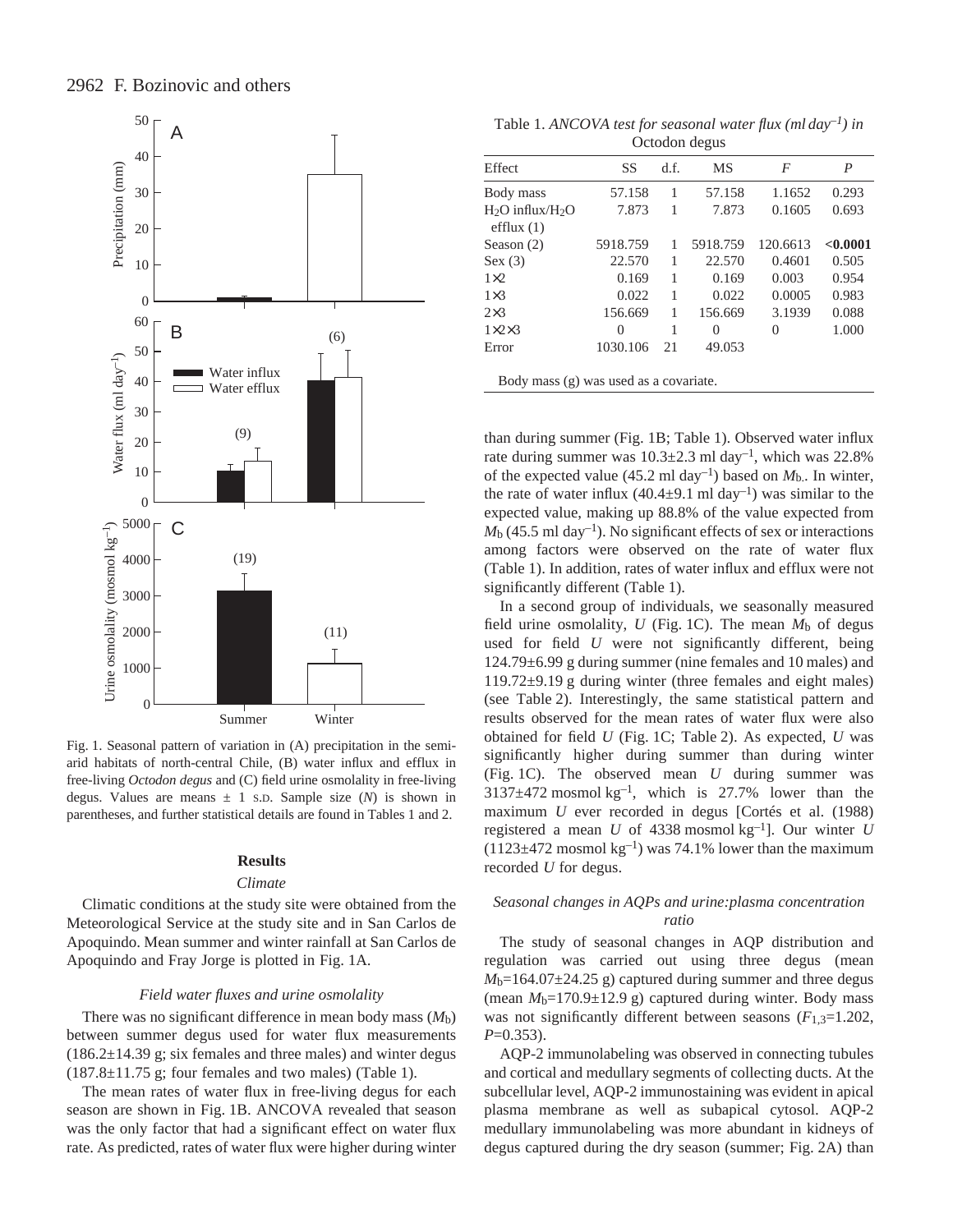Fig. 1. Seasonal pattern of variation in (A) precipitation in the semi-arid habitats of north-central Chile, (B) water influx and efflux in free-living *Octodon degus* and (C) field urine osmolality in free-living degus. Values are means ± 1 S.D. Sample size ($N$) is shown in parentheses, and further statistical details are found in Tables 1 and 2.

## Results

### *Climate*

Climatic conditions at the study site were obtained from the Meteorological Service at the study site and in San Carlos de Apoquindo. Mean summer and winter rainfall at San Carlos de Apoquindo and Fray Jorge is plotted in Fig. 1A.

### *Field water fluxes and urine osmolality*

There was no significant difference in mean body mass ($M_b$) between summer degus used for water flux measurements (186.2±14.39 g; six females and three males) and winter degus (187.8±11.75 g; four females and two males) (Table 1).

The mean rates of water flux in free-living degus for each season are shown in Fig. 1B. ANCOVA revealed that season was the only factor that had a significant effect on water flux rate. As predicted, rates of water flux were higher during winter than during summer (Fig. 1B; Table 1). Observed water influx rate during summer was 10.3±2.3 ml day$^{-1}$, which was 22.8% of the expected value (45.2 ml day$^{-1}$) based on $M_b$. In winter, the rate of water influx (40.4±9.1 ml day$^{-1}$) was similar to the expected value, making up 88.8% of the value expected from $M_b$ (45.5 ml day$^{-1}$). No significant effects of sex or interactions among factors were observed on the rate of water flux (Table 1). In addition, rates of water influx and efflux were not significantly different (Table 1).

Table 1. *ANCOVA test for seasonal water flux (ml day$^{-1}$) in* Octodon degus

| Effect | SS | d.f. | MS | $F$ | $P$ |
|---|---|---|---|---|---|
| Body mass | 57.158 | 1 | 57.158 | 1.1652 | 0.293 |
| $H_2O$ influx/$H_2O$ efflux (1) | 7.873 | 1 | 7.873 | 0.1605 | 0.693 |
| Season (2) | 5918.759 | 1 | 5918.759 | 120.6613 | **<0.0001** |
| Sex (3) | 22.570 | 1 | 22.570 | 0.4601 | 0.505 |
| 1×2 | 0.169 | 1 | 0.169 | 0.003 | 0.954 |
| 1×3 | 0.022 | 1 | 0.022 | 0.0005 | 0.983 |
| 2×3 | 156.669 | 1 | 156.669 | 3.1939 | 0.088 |
| 1×2×3 | 0 | 1 | 0 | 0 | 1.000 |
| Error | 1030.106 | 21 | 49.053 | | |

Body mass (g) was used as a covariate.

In a second group of individuals, we seasonally measured field urine osmolality, $U$ (Fig. 1C). The mean $M_b$ of degus used for field $U$ were not significantly different, being 124.79±6.99 g during summer (nine females and 10 males) and 119.72±9.19 g during winter (three females and eight males) (see Table 2). Interestingly, the same statistical pattern and results observed for the mean rates of water flux were also obtained for field $U$ (Fig. 1C; Table 2). As expected, $U$ was significantly higher during summer than during winter (Fig. 1C). The observed mean $U$ during summer was 3137±472 mosmol kg$^{-1}$, which is 27.7% lower than the maximum $U$ ever recorded in degus [Cortés et al. (1988) registered a mean $U$ of 4338 mosmol kg$^{-1}$]. Our winter $U$ (1123±472 mosmol kg$^{-1}$) was 74.1% lower than the maximum recorded $U$ for degus.

### *Seasonal changes in AQPs and urine:plasma concentration ratio*

The study of seasonal changes in AQP distribution and regulation was carried out using three degus (mean $M_b$=164.07±24.25 g) captured during summer and three degus (mean $M_b$=170.9±12.9 g) captured during winter. Body mass was not significantly different between seasons ($F_{1,3}$=1.202, $P$=0.353).

AQP-2 immunolabeling was observed in connecting tubules and cortical and medullary segments of collecting ducts. At the subcellular level, AQP-2 immunostaining was evident in apical plasma membrane as well as subapical cytosol. AQP-2 medullary immunolabeling was more abundant in kidneys of degus captured during the dry season (summer; Fig. 2A) than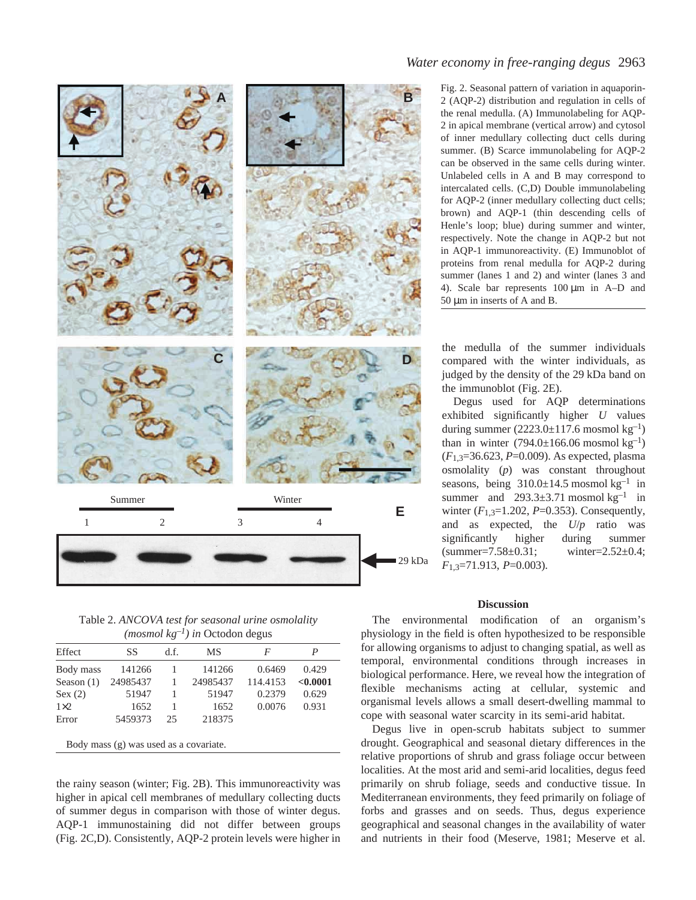Fig. 2. Seasonal pattern of variation in aquaporin-2 (AQP-2) distribution and regulation in cells of the renal medulla. (A) Immunolabeling for AQP-2 in apical membrane (vertical arrow) and cytosol of inner medullary collecting duct cells during summer. (B) Scarce immunolabeling for AQP-2 can be observed in the same cells during winter. Unlabeled cells in A and B may correspond to intercalated cells. (C,D) Double immunolabeling for AQP-2 (inner medullary collecting duct cells; brown) and AQP-1 (thin descending cells of Henle's loop; blue) during summer and winter, respectively. Note the change in AQP-2 but not in AQP-1 immunoreactivity. (E) Immunoblot of proteins from renal medulla for AQP-2 during summer (lanes 1 and 2) and winter (lanes 3 and 4). Scale bar represents 100 μm in A–D and 50 μm in inserts of A and B.

Table 2. *ANCOVA test for seasonal urine osmolality (mosmol kg$^{-1}$) in* Octodon degus

| Effect | SS | d.f. | MS | *F* | *P* |
|---|---|---|---|---|---|
| Body mass | 141266 | 1 | 141266 | 0.6469 | 0.429 |
| Season (1) | 24985437 | 1 | 24985437 | 114.4153 | **<0.0001** |
| Sex (2) | 51947 | 1 | 51947 | 0.2379 | 0.629 |
| 1×2 | 1652 | 1 | 1652 | 0.0076 | 0.931 |
| Error | 5459373 | 25 | 218375 | | |

Body mass (g) was used as a covariate.

the rainy season (winter; Fig. 2B). This immunoreactivity was higher in apical cell membranes of medullary collecting ducts of summer degus in comparison with those of winter degus. AQP-1 immunostaining did not differ between groups (Fig. 2C,D). Consistently, AQP-2 protein levels were higher in the medulla of the summer individuals compared with the winter individuals, as judged by the density of the 29 kDa band on the immunoblot (Fig. 2E).

Degus used for AQP determinations exhibited significantly higher *U* values during summer (2223.0±117.6 mosmol kg$^{-1}$) than in winter (794.0±166.06 mosmol kg$^{-1}$) ($F_{1,3}$=36.623, $P$=0.009). As expected, plasma osmolality ($p$) was constant throughout seasons, being 310.0±14.5 mosmol kg$^{-1}$ in summer and 293.3±3.71 mosmol kg$^{-1}$ in winter ($F_{1,3}$=1.202, $P$=0.353). Consequently, and as expected, the $U/p$ ratio was significantly higher during summer (summer=7.58±0.31; winter=2.52±0.4; $F_{1,3}$=71.913, $P$=0.003).

## Discussion

The environmental modification of an organism's physiology in the field is often hypothesized to be responsible for allowing organisms to adjust to changing spatial, as well as temporal, environmental conditions through increases in biological performance. Here, we reveal how the integration of flexible mechanisms acting at cellular, systemic and organismal levels allows a small desert-dwelling mammal to cope with seasonal water scarcity in its semi-arid habitat.

Degus live in open-scrub habitats subject to summer drought. Geographical and seasonal dietary differences in the relative proportions of shrub and grass foliage occur between localities. At the most arid and semi-arid localities, degus feed primarily on shrub foliage, seeds and conductive tissue. In Mediterranean environments, they feed primarily on foliage of forbs and grasses and on seeds. Thus, degus experience geographical and seasonal changes in the availability of water and nutrients in their food (Meserve, 1981; Meserve et al.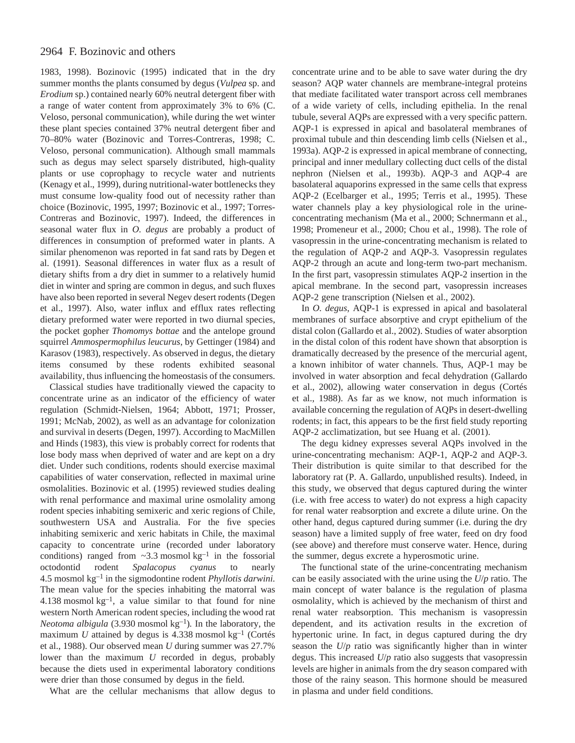1983, 1998). Bozinovic (1995) indicated that in the dry summer months the plants consumed by degus (*Vulpea* sp. and *Erodium* sp.) contained nearly 60% neutral detergent fiber with a range of water content from approximately 3% to 6% (C. Veloso, personal communication), while during the wet winter these plant species contained 37% neutral detergent fiber and 70–80% water (Bozinovic and Torres-Contreras, 1998; C. Veloso, personal communication). Although small mammals such as degus may select sparsely distributed, high-quality plants or use coprophagy to recycle water and nutrients (Kenagy et al., 1999), during nutritional-water bottlenecks they must consume low-quality food out of necessity rather than choice (Bozinovic, 1995, 1997; Bozinovic et al., 1997; Torres-Contreras and Bozinovic, 1997). Indeed, the differences in seasonal water flux in *O. degus* are probably a product of differences in consumption of preformed water in plants. A similar phenomenon was reported in fat sand rats by Degen et al. (1991). Seasonal differences in water flux as a result of dietary shifts from a dry diet in summer to a relatively humid diet in winter and spring are common in degus, and such fluxes have also been reported in several Negev desert rodents (Degen et al., 1997). Also, water influx and efflux rates reflecting dietary preformed water were reported in two diurnal species, the pocket gopher *Thomomys bottae* and the antelope ground squirrel *Ammospermophilus leucurus*, by Gettinger (1984) and Karasov (1983), respectively. As observed in degus, the dietary items consumed by these rodents exhibited seasonal availability, thus influencing the homeostasis of the consumers.

Classical studies have traditionally viewed the capacity to concentrate urine as an indicator of the efficiency of water regulation (Schmidt-Nielsen, 1964; Abbott, 1971; Prosser, 1991; McNab, 2002), as well as an advantage for colonization and survival in deserts (Degen, 1997). According to MacMillen and Hinds (1983), this view is probably correct for rodents that lose body mass when deprived of water and are kept on a dry diet. Under such conditions, rodents should exercise maximal capabilities of water conservation, reflected in maximal urine osmolalities. Bozinovic et al. (1995) reviewed studies dealing with renal performance and maximal urine osmolality among rodent species inhabiting semixeric and xeric regions of Chile, southwestern USA and Australia. For the five species inhabiting semixeric and xeric habitats in Chile, the maximal capacity to concentrate urine (recorded under laboratory conditions) ranged from ~3.3 mosmol $kg^{-1}$ in the fossorial octodontid rodent *Spalacopus cyanus* to nearly 4.5 mosmol $kg^{-1}$ in the sigmodontine rodent *Phyllotis darwini.* The mean value for the species inhabiting the matorral was 4.138 mosmol $kg^{-1}$, a value similar to that found for nine western North American rodent species, including the wood rat *Neotoma albigula* (3.930 mosmol $kg^{-1}$). In the laboratory, the maximum $U$ attained by degus is 4.338 mosmol $kg^{-1}$ (Cortés et al., 1988). Our observed mean $U$ during summer was 27.7% lower than the maximum $U$ recorded in degus, probably because the diets used in experimental laboratory conditions were drier than those consumed by degus in the field.

What are the cellular mechanisms that allow degus to concentrate urine and to be able to save water during the dry season? AQP water channels are membrane-integral proteins that mediate facilitated water transport across cell membranes of a wide variety of cells, including epithelia. In the renal tubule, several AQPs are expressed with a very specific pattern. AQP-1 is expressed in apical and basolateral membranes of proximal tubule and thin descending limb cells (Nielsen et al., 1993a). AQP-2 is expressed in apical membrane of connecting, principal and inner medullary collecting duct cells of the distal nephron (Nielsen et al., 1993b). AQP-3 and AQP-4 are basolateral aquaporins expressed in the same cells that express AQP-2 (Ecelbarger et al., 1995; Terris et al., 1995). These water channels play a key physiological role in the urine-concentrating mechanism (Ma et al., 2000; Schnermann et al., 1998; Promeneur et al., 2000; Chou et al., 1998). The role of vasopressin in the urine-concentrating mechanism is related to the regulation of AQP-2 and AQP-3. Vasopressin regulates AQP-2 through an acute and long-term two-part mechanism. In the first part, vasopressin stimulates AQP-2 insertion in the apical membrane. In the second part, vasopressin increases AQP-2 gene transcription (Nielsen et al., 2002).

In *O. degus*, AQP-1 is expressed in apical and basolateral membranes of surface absorptive and crypt epithelium of the distal colon (Gallardo et al., 2002). Studies of water absorption in the distal colon of this rodent have shown that absorption is dramatically decreased by the presence of the mercurial agent, a known inhibitor of water channels. Thus, AQP-1 may be involved in water absorption and fecal dehydration (Gallardo et al., 2002), allowing water conservation in degus (Cortés et al., 1988). As far as we know, not much information is available concerning the regulation of AQPs in desert-dwelling rodents; in fact, this appears to be the first field study reporting AQP-2 acclimatization, but see Huang et al. (2001).

The degu kidney expresses several AQPs involved in the urine-concentrating mechanism: AQP-1, AQP-2 and AQP-3. Their distribution is quite similar to that described for the laboratory rat (P. A. Gallardo, unpublished results). Indeed, in this study, we observed that degus captured during the winter (i.e. with free access to water) do not express a high capacity for renal water reabsorption and excrete a dilute urine. On the other hand, degus captured during summer (i.e. during the dry season) have a limited supply of free water, feed on dry food (see above) and therefore must conserve water. Hence, during the summer, degus excrete a hyperosmotic urine.

The functional state of the urine-concentrating mechanism can be easily associated with the urine using the $U/p$ ratio. The main concept of water balance is the regulation of plasma osmolality, which is achieved by the mechanism of thirst and renal water reabsorption. This mechanism is vasopressin dependent, and its activation results in the excretion of hypertonic urine. In fact, in degus captured during the dry season the $U/p$ ratio was significantly higher than in winter degus. This increased $U/p$ ratio also suggests that vasopressin levels are higher in animals from the dry season compared with those of the rainy season. This hormone should be measured in plasma and under field conditions.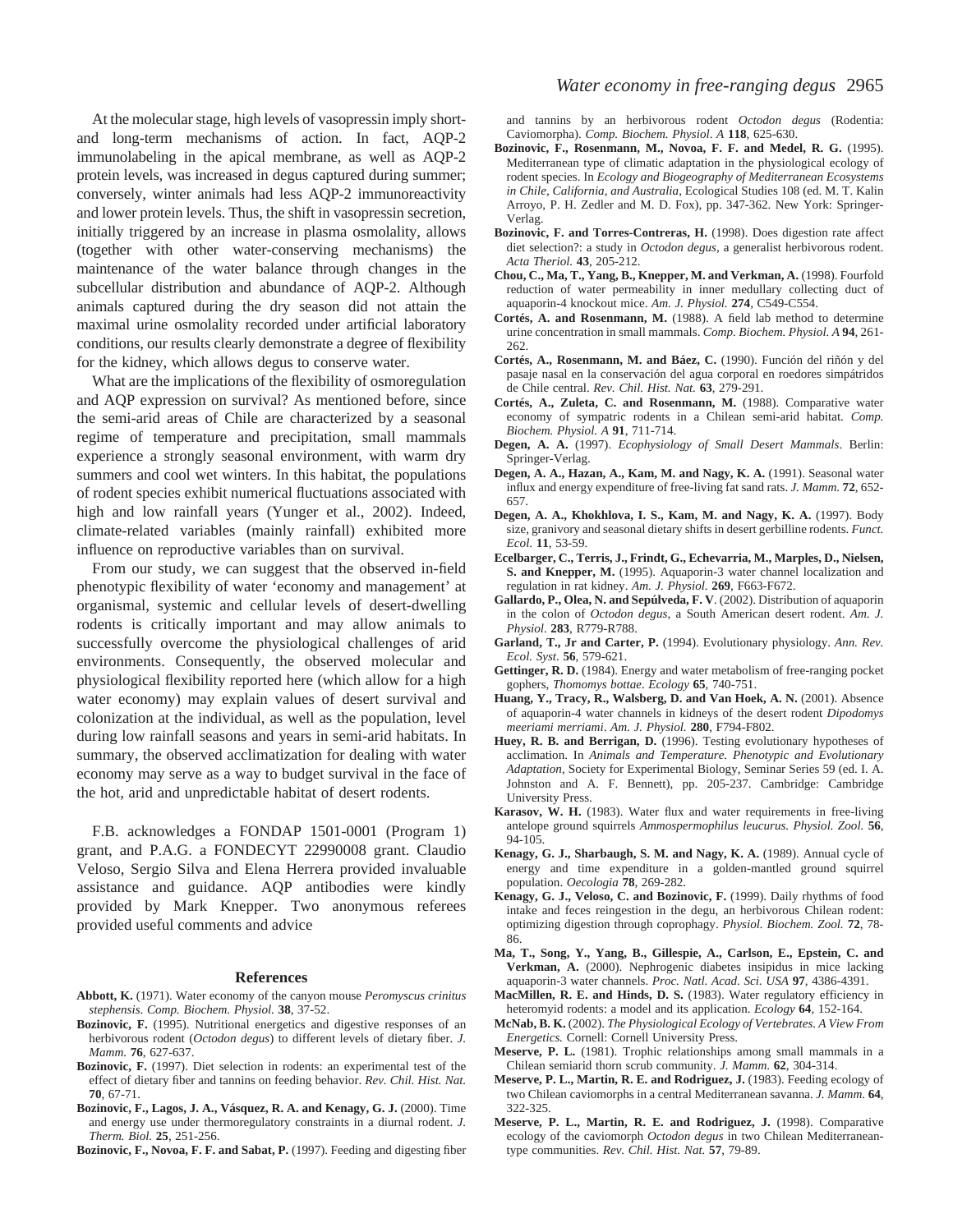At the molecular stage, high levels of vasopressin imply short- and long-term mechanisms of action. In fact, AQP-2 immunolabeling in the apical membrane, as well as AQP-2 protein levels, was increased in degus captured during summer; conversely, winter animals had less AQP-2 immunoreactivity and lower protein levels. Thus, the shift in vasopressin secretion, initially triggered by an increase in plasma osmolality, allows (together with other water-conserving mechanisms) the maintenance of the water balance through changes in the subcellular distribution and abundance of AQP-2. Although animals captured during the dry season did not attain the maximal urine osmolality recorded under artificial laboratory conditions, our results clearly demonstrate a degree of flexibility for the kidney, which allows degus to conserve water.

What are the implications of the flexibility of osmoregulation and AQP expression on survival? As mentioned before, since the semi-arid areas of Chile are characterized by a seasonal regime of temperature and precipitation, small mammals experience a strongly seasonal environment, with warm dry summers and cool wet winters. In this habitat, the populations of rodent species exhibit numerical fluctuations associated with high and low rainfall years (Yunger et al., 2002). Indeed, climate-related variables (mainly rainfall) exhibited more influence on reproductive variables than on survival.

From our study, we can suggest that the observed in-field phenotypic flexibility of water 'economy and management' at organismal, systemic and cellular levels of desert-dwelling rodents is critically important and may allow animals to successfully overcome the physiological challenges of arid environments. Consequently, the observed molecular and physiological flexibility reported here (which allow for a high water economy) may explain values of desert survival and colonization at the individual, as well as the population, level during low rainfall seasons and years in semi-arid habitats. In summary, the observed acclimatization for dealing with water economy may serve as a way to budget survival in the face of the hot, arid and unpredictable habitat of desert rodents.

F.B. acknowledges a FONDAP 1501-0001 (Program 1) grant, and P.A.G. a FONDECYT 22990008 grant. Claudio Veloso, Sergio Silva and Elena Herrera provided invaluable assistance and guidance. AQP antibodies were kindly provided by Mark Knepper. Two anonymous referees provided useful comments and advice

## References

**Abbott, K.** (1971). Water economy of the canyon mouse *Peromyscus crinitus stephensis*. *Comp. Biochem. Physiol.* **38**, 37-52.

**Bozinovic, F.** (1995). Nutritional energetics and digestive responses of an herbivorous rodent (*Octodon degus*) to different levels of dietary fiber. *J. Mamm.* **76**, 627-637.

**Bozinovic, F.** (1997). Diet selection in rodents: an experimental test of the effect of dietary fiber and tannins on feeding behavior. *Rev. Chil. Hist. Nat.* **70**, 67-71.

**Bozinovic, F., Lagos, J. A., Vásquez, R. A. and Kenagy, G. J.** (2000). Time and energy use under thermoregulatory constraints in a diurnal rodent. *J. Therm. Biol.* **25**, 251-256.

**Bozinovic, F., Novoa, F. F. and Sabat, P.** (1997). Feeding and digesting fiber and tannins by an herbivorous rodent *Octodon degus* (Rodentia: Caviomorpha). *Comp. Biochem. Physiol. A* **118**, 625-630.

**Bozinovic, F., Rosenmann, M., Novoa, F. F. and Medel, R. G.** (1995). Mediterranean type of climatic adaptation in the physiological ecology of rodent species. In *Ecology and Biogeography of Mediterranean Ecosystems in Chile, California, and Australia*, Ecological Studies 108 (ed. M. T. Kalin Arroyo, P. H. Zedler and M. D. Fox), pp. 347-362. New York: Springer-Verlag.

**Bozinovic, F. and Torres-Contreras, H.** (1998). Does digestion rate affect diet selection?: a study in *Octodon degus*, a generalist herbivorous rodent. *Acta Theriol.* **43**, 205-212.

**Chou, C., Ma, T., Yang, B., Knepper, M. and Verkman, A.** (1998). Fourfold reduction of water permeability in inner medullary collecting duct of aquaporin-4 knockout mice. *Am. J. Physiol.* **274**, C549-C554.

**Cortés, A. and Rosenmann, M.** (1988). A field lab method to determine urine concentration in small mammals. *Comp. Biochem. Physiol. A* **94**, 261-262.

**Cortés, A., Rosenmann, M. and Báez, C.** (1990). Función del riñón y del pasaje nasal en la conservación del agua corporal en roedores simpátridos de Chile central. *Rev. Chil. Hist. Nat.* **63**, 279-291.

**Cortés, A., Zuleta, C. and Rosenmann, M.** (1988). Comparative water economy of sympatric rodents in a Chilean semi-arid habitat. *Comp. Biochem. Physiol. A* **91**, 711-714.

**Degen, A. A.** (1997). *Ecophysiology of Small Desert Mammals*. Berlin: Springer-Verlag.

**Degen, A. A., Hazan, A., Kam, M. and Nagy, K. A.** (1991). Seasonal water influx and energy expenditure of free-living fat sand rats. *J. Mamm.* **72**, 652-657.

**Degen, A. A., Khokhlova, I. S., Kam, M. and Nagy, K. A.** (1997). Body size, granivory and seasonal dietary shifts in desert gerbilline rodents. *Funct. Ecol.* **11**, 53-59.

**Ecelbarger, C., Terris, J., Frindt, G., Echevarria, M., Marples, D., Nielsen, S. and Knepper, M.** (1995). Aquaporin-3 water channel localization and regulation in rat kidney. *Am. J. Physiol.* **269**, F663-F672.

**Gallardo, P., Olea, N. and Sepúlveda, F. V**. (2002). Distribution of aquaporin in the colon of *Octodon degus*, a South American desert rodent. *Am. J. Physiol.* **283**, R779-R788.

**Garland, T., Jr and Carter, P.** (1994). Evolutionary physiology. *Ann. Rev. Ecol. Syst.* **56**, 579-621.

**Gettinger, R. D.** (1984). Energy and water metabolism of free-ranging pocket gophers, *Thomomys bottae*. *Ecology* **65**, 740-751.

**Huang, Y., Tracy, R., Walsberg, D. and Van Hoek, A. N.** (2001). Absence of aquaporin-4 water channels in kidneys of the desert rodent *Dipodomys meeriami merriami*. *Am. J. Physiol.* **280**, F794-F802.

**Huey, R. B. and Berrigan, D.** (1996). Testing evolutionary hypotheses of acclimation. In *Animals and Temperature. Phenotypic and Evolutionary Adaptation*, Society for Experimental Biology, Seminar Series 59 (ed. I. A. Johnston and A. F. Bennett), pp. 205-237. Cambridge: Cambridge University Press.

**Karasov, W. H.** (1983). Water flux and water requirements in free-living antelope ground squirrels *Ammospermophilus leucurus*. *Physiol. Zool.* **56**, 94-105.

**Kenagy, G. J., Sharbaugh, S. M. and Nagy, K. A.** (1989). Annual cycle of energy and time expenditure in a golden-mantled ground squirrel population. *Oecologia* **78**, 269-282.

**Kenagy, G. J., Veloso, C. and Bozinovic, F.** (1999). Daily rhythms of food intake and feces reingestion in the degu, an herbivorous Chilean rodent: optimizing digestion through coprophagy. *Physiol. Biochem. Zool.* **72**, 78-86.

**Ma, T., Song, Y., Yang, B., Gillespie, A., Carlson, E., Epstein, C. and Verkman, A.** (2000). Nephrogenic diabetes insipidus in mice lacking aquaporin-3 water channels. *Proc. Natl. Acad. Sci. USA* **97**, 4386-4391.

**MacMillen, R. E. and Hinds, D. S.** (1983). Water regulatory efficiency in heteromyid rodents: a model and its application. *Ecology* **64**, 152-164.

**McNab, B. K.** (2002). *The Physiological Ecology of Vertebrates. A View From Energetics.* Cornell: Cornell University Press.

**Meserve, P. L.** (1981). Trophic relationships among small mammals in a Chilean semiarid thorn scrub community. *J. Mamm.* **62**, 304-314.

**Meserve, P. L., Martin, R. E. and Rodriguez, J.** (1983). Feeding ecology of two Chilean caviomorphs in a central Mediterranean savanna. *J. Mamm.* **64**, 322-325.

**Meserve, P. L., Martin, R. E. and Rodriguez, J.** (1998). Comparative ecology of the caviomorph *Octodon degus* in two Chilean Mediterranean-type communities. *Rev. Chil. Hist. Nat.* **57**, 79-89.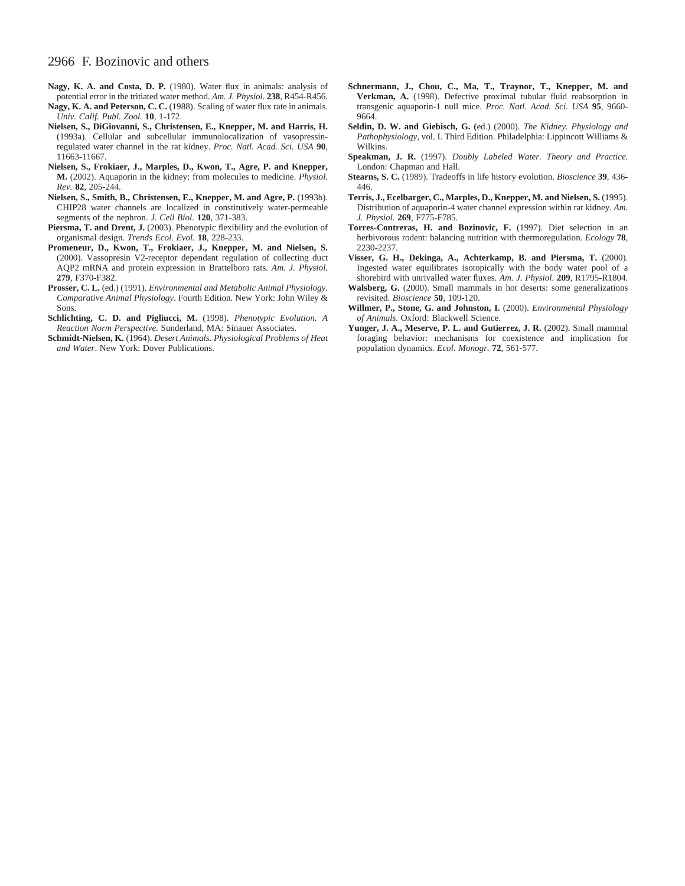**Nagy, K. A. and Costa, D. P.** (1980). Water flux in animals: analysis of potential error in the tritiated water method. *Am. J. Physiol.* **238**, R454-R456.

**Nagy, K. A. and Peterson, C. C.** (1988). Scaling of water flux rate in animals. *Univ. Calif. Publ. Zool.* **10**, 1-172.

**Nielsen, S., DiGiovanni, S., Christensen, E., Knepper, M. and Harris, H.** (1993a). Cellular and subcellular immunolocalization of vasopressin-regulated water channel in the rat kidney. *Proc. Natl. Acad. Sci. USA* **90**, 11663-11667.

**Nielsen, S., Frokiaer, J., Marples, D., Kwon, T., Agre, P. and Knepper, M.** (2002). Aquaporin in the kidney: from molecules to medicine. *Physiol. Rev.* **82**, 205-244.

**Nielsen, S., Smith, B., Christensen, E., Knepper, M. and Agre, P.** (1993b). CHIP28 water channels are localized in constitutively water-permeable segments of the nephron. *J. Cell Biol.* **120**, 371-383.

**Piersma, T. and Drent, J.** (2003). Phenotypic flexibility and the evolution of organismal design. *Trends Ecol. Evol.* **18**, 228-233.

**Promeneur, D., Kwon, T., Frokiaer, J., Knepper, M. and Nielsen, S.** (2000). Vassopressin V2-receptor dependant regulation of collecting duct AQP2 mRNA and protein expression in Brattelboro rats. *Am. J. Physiol.* **279**, F370-F382.

**Prosser, C. L.** (ed.) (1991). *Environmental and Metabolic Animal Physiology. Comparative Animal Physiology*. Fourth Edition. New York: John Wiley & Sons.

**Schlichting, C. D. and Pigliucci, M.** (1998). *Phenotypic Evolution. A Reaction Norm Perspective.* Sunderland, MA: Sinauer Associates.

**Schmidt-Nielsen, K.** (1964). *Desert Animals. Physiological Problems of Heat and Water*. New York: Dover Publications.

**Schnermann, J., Chou, C., Ma, T., Traynor, T., Knepper, M. and Verkman, A.** (1998). Defective proximal tubular fluid reabsorption in transgenic aquaporin-1 null mice. *Proc. Natl. Acad. Sci. USA* **95**, 9660-9664.

**Seldin, D. W. and Giebisch, G. (**ed.) (2000). *The Kidney. Physiology and Pathophysiology*, vol. I. Third Edition. Philadelphia: Lippincott Williams & Wilkins.

**Speakman, J. R.** (1997). *Doubly Labeled Water. Theory and Practice.* London: Chapman and Hall.

**Stearns, S. C.** (1989). Tradeoffs in life history evolution. *Bioscience* **39**, 436-446.

**Terris, J., Ecelbarger, C., Marples, D., Knepper, M. and Nielsen, S.** (1995). Distribution of aquaporin-4 water channel expression within rat kidney. *Am. J. Physiol.* **269**, F775-F785.

**Torres-Contreras, H. and Bozinovic, F.** (1997). Diet selection in an herbivorous rodent: balancing nutrition with thermoregulation. *Ecology* **78**, 2230-2237.

**Visser, G. H., Dekinga, A., Achterkamp, B. and Piersma, T.** (2000). Ingested water equilibrates isotopically with the body water pool of a shorebird with unrivalled water fluxes. *Am. J. Physiol*. **209**, R1795-R1804.

**Walsberg, G.** (2000). Small mammals in hot deserts: some generalizations revisited. *Bioscience* **50**, 109-120.

**Willmer, P., Stone, G. and Johnston, I.** (2000). *Environmental Physiology of Animals*. Oxford: Blackwell Science.

**Yunger, J. A., Meserve, P. L. and Gutierrez, J. R.** (2002). Small mammal foraging behavior: mechanisms for coexistence and implication for population dynamics. *Ecol. Monogr.* **72**, 561-577.